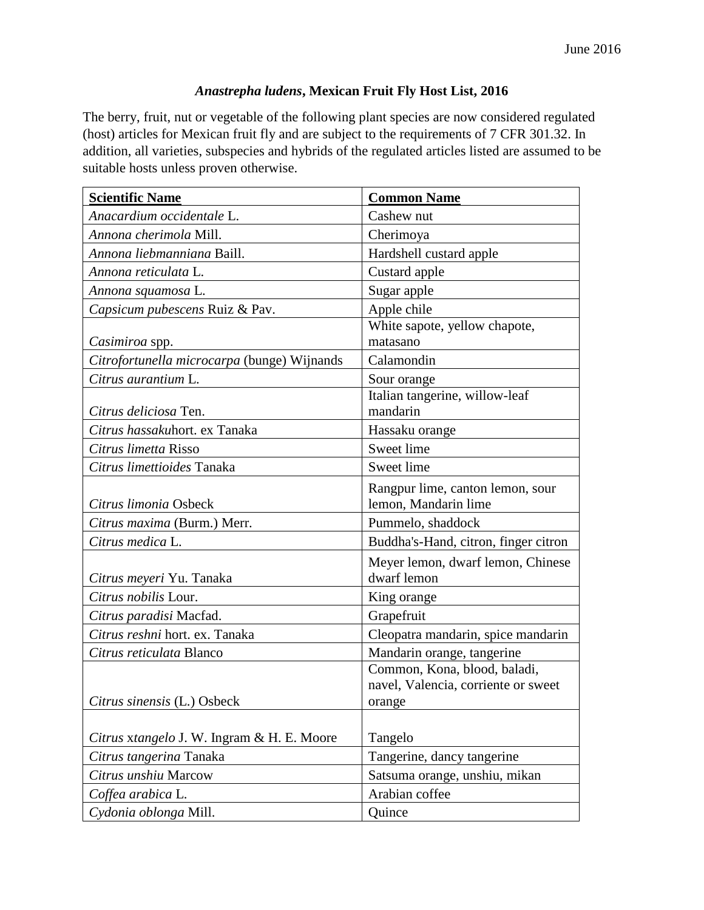# *Anastrepha ludens*, Mexican Fruit Fly Host List, 2016

The berry, fruit, nut or vegetable of the following plant species are now considered regulated (host) articles for Mexican fruit fly and are subject to the requirements of 7 CFR 301.32. In addition, all varieties, subspecies and hybrids of the regulated articles listed are assumed to be suitable hosts unless proven otherwise.

| **Scientific Name** | **Common Name** |
|---|---|
| *Anacardium occidentale* L. | Cashew nut |
| *Annona cherimola* Mill. | Cherimoya |
| *Annona liebmanniana* Baill. | Hardshell custard apple |
| *Annona reticulata* L. | Custard apple |
| *Annona squamosa* L. | Sugar apple |
| *Capsicum pubescens* Ruiz & Pav. | Apple chile |
| *Casimiroa* spp. | White sapote, yellow chapote, matasano |
| *Citrofortunella microcarpa* (bunge) Wijnands | Calamondin |
| *Citrus aurantium* L. | Sour orange |
| *Citrus deliciosa* Ten. | Italian tangerine, willow-leaf mandarin |
| *Citrus hassaku*hort. ex Tanaka | Hassaku orange |
| *Citrus limetta* Risso | Sweet lime |
| *Citrus limettioides* Tanaka | Sweet lime |
| *Citrus limonia* Osbeck | Rangpur lime, canton lemon, sour lemon, Mandarin lime |
| *Citrus maxima* (Burm.) Merr. | Pummelo, shaddock |
| *Citrus medica* L. | Buddha's-Hand, citron, finger citron |
| *Citrus meyeri* Yu. Tanaka | Meyer lemon, dwarf lemon, Chinese dwarf lemon |
| *Citrus nobilis* Lour. | King orange |
| *Citrus paradisi* Macfad. | Grapefruit |
| *Citrus reshni* hort. ex. Tanaka | Cleopatra mandarin, spice mandarin |
| *Citrus reticulata* Blanco | Mandarin orange, tangerine |
| *Citrus sinensis* (L.) Osbeck | Common, Kona, blood, baladi, navel, Valencia, corriente or sweet orange |
| *Citrus* x*tangelo* J. W. Ingram & H. E. Moore | Tangelo |
| *Citrus tangerina* Tanaka | Tangerine, dancy tangerine |
| *Citrus unshiu* Marcow | Satsuma orange, unshiu, mikan |
| *Coffea arabica* L. | Arabian coffee |
| *Cydonia oblonga* Mill. | Quince |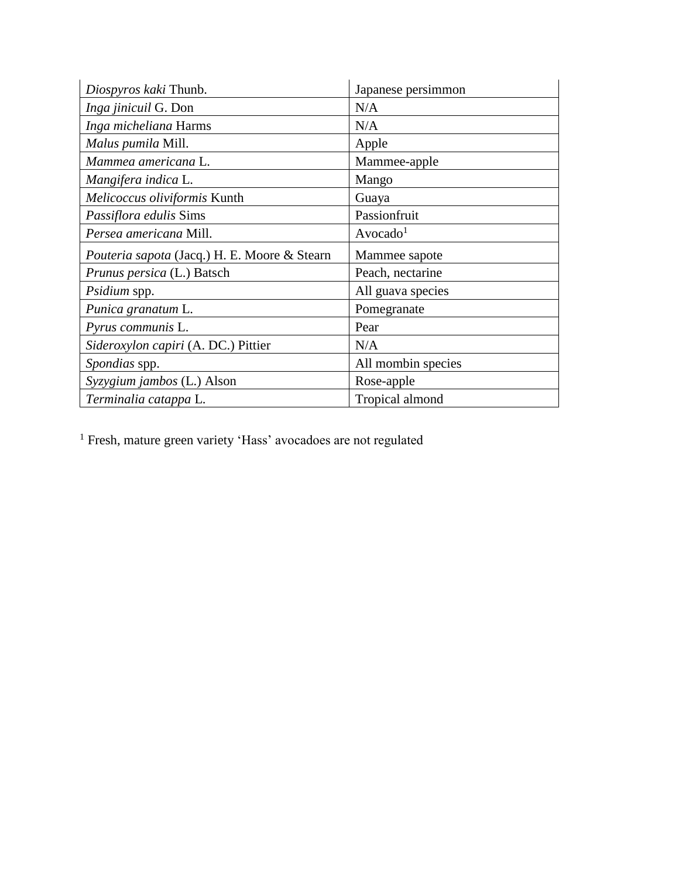| | |
|---|---|
| *Diospyros kaki* Thunb. | Japanese persimmon |
| *Inga jinicuil* G. Don | N/A |
| *Inga micheliana* Harms | N/A |
| *Malus pumila* Mill. | Apple |
| *Mammea americana* L. | Mammee-apple |
| *Mangifera indica* L. | Mango |
| *Melicoccus oliviformis* Kunth | Guaya |
| *Passiflora edulis* Sims | Passionfruit |
| *Persea americana* Mill. | Avocado[1] |
| *Pouteria sapota* (Jacq.) H. E. Moore & Stearn | Mammee sapote |
| *Prunus persica* (L.) Batsch | Peach, nectarine |
| *Psidium* spp. | All guava species |
| *Punica granatum* L. | Pomegranate |
| *Pyrus communis* L. | Pear |
| *Sideroxylon capiri* (A. DC.) Pittier | N/A |
| *Spondias* spp. | All mombin species |
| *Syzygium jambos* (L.) Alson | Rose-apple |
| *Terminalia catappa* L. | Tropical almond |

[1] Fresh, mature green variety 'Hass' avocadoes are not regulated